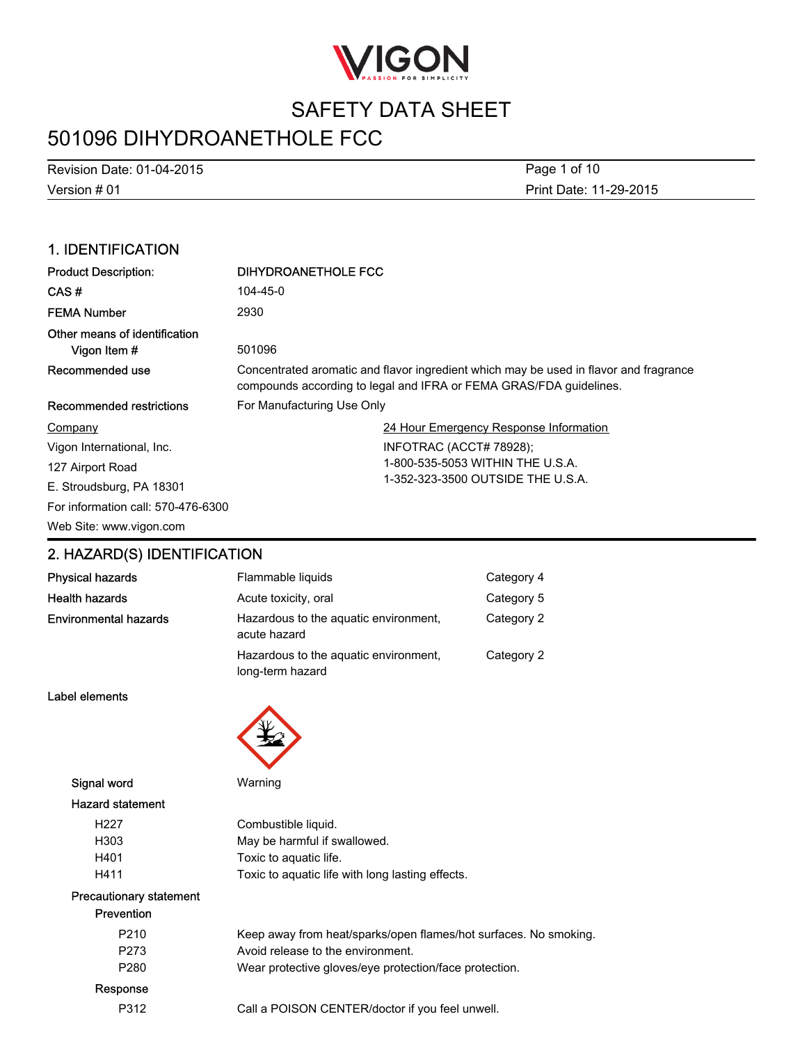# SAFETY DATA SHEET

# 501096 DIHYDROANETHOLE FCC

Revision Date: 01-04-2015
Version # 01
Print Date: 11-29-2015

## 1. IDENTIFICATION

| | |
|---|---|
| **Product Description:** | **DIHYDROANETHOLE FCC** |
| **CAS #** | 104-45-0 |
| **FEMA Number** | 2930 |
| **Other means of identification** | |
| **Vigon Item #** | 501096 |
| **Recommended use** | Concentrated aromatic and flavor ingredient which may be used in flavor and fragrance compounds according to legal and IFRA or FEMA GRAS/FDA guidelines. |
| **Recommended restrictions** | For Manufacturing Use Only |

**Company**
Vigon International, Inc.
127 Airport Road
E. Stroudsburg, PA 18301
For information call: 570-476-6300
Web Site: www.vigon.com

**24 Hour Emergency Response Information**
INFOTRAC (ACCT# 78928);
1-800-535-5053 WITHIN THE U.S.A.
1-352-323-3500 OUTSIDE THE U.S.A.

## 2. HAZARD(S) IDENTIFICATION

| | | |
|---|---|---|
| **Physical hazards** | Flammable liquids | Category 4 |
| **Health hazards** | Acute toxicity, oral | Category 5 |
| **Environmental hazards** | Hazardous to the aquatic environment, acute hazard | Category 2 |
| | Hazardous to the aquatic environment, long-term hazard | Category 2 |

**Label elements**

**Signal word** Warning

**Hazard statement**

| | |
|---|---|
| H227 | Combustible liquid. |
| H303 | May be harmful if swallowed. |
| H401 | Toxic to aquatic life. |
| H411 | Toxic to aquatic life with long lasting effects. |

**Precautionary statement**

**Prevention**

| | |
|---|---|
| P210 | Keep away from heat/sparks/open flames/hot surfaces. No smoking. |
| P273 | Avoid release to the environment. |
| P280 | Wear protective gloves/eye protection/face protection. |

**Response**

| | |
|---|---|
| P312 | Call a POISON CENTER/doctor if you feel unwell. |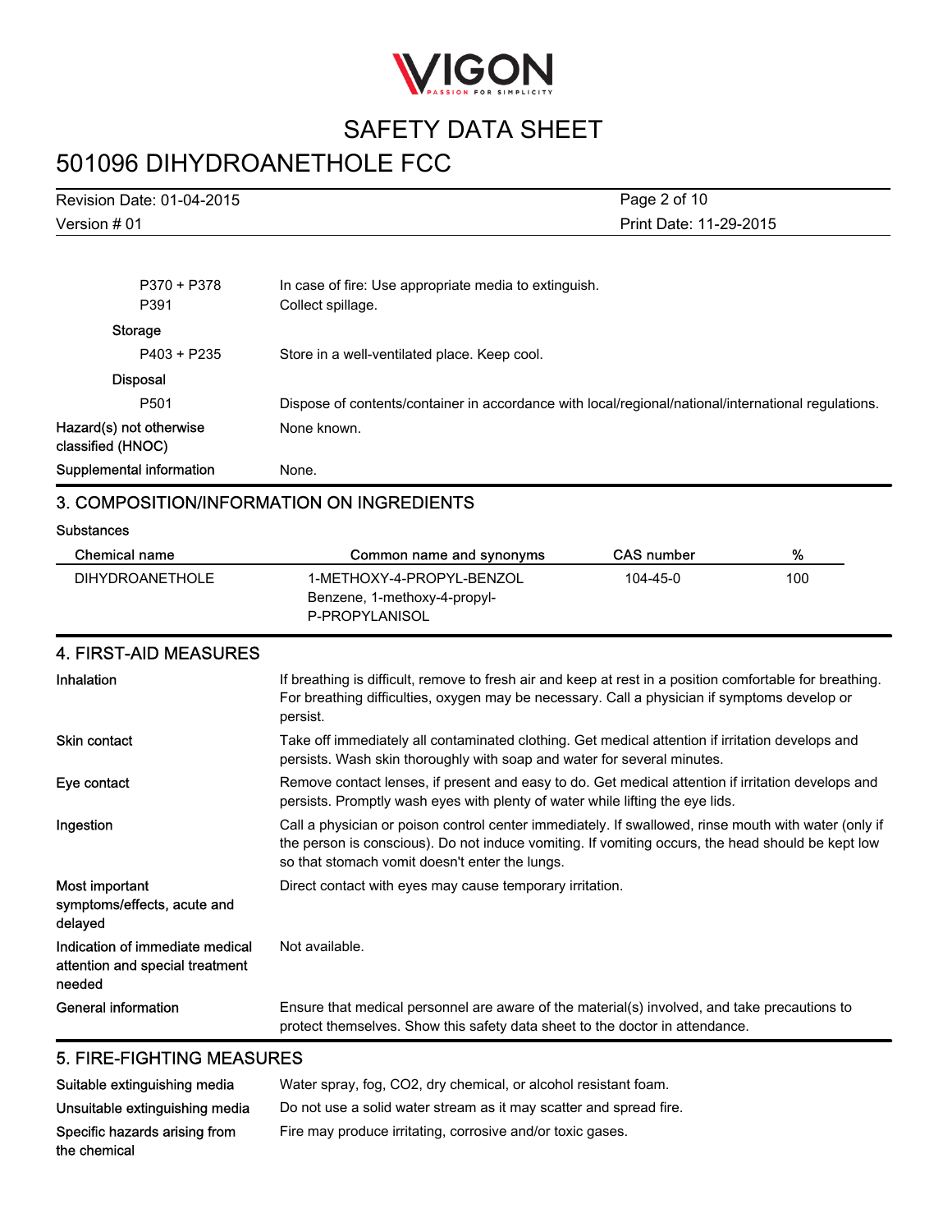| | |
|---|---|
| P370 + P378 | In case of fire: Use appropriate media to extinguish. |
| P391 | Collect spillage. |
| **Storage** | |
| P403 + P235 | Store in a well-ventilated place. Keep cool. |
| **Disposal** | |
| P501 | Dispose of contents/container in accordance with local/regional/national/international regulations. |
| **Hazard(s) not otherwise classified (HNOC)** | None known. |
| **Supplemental information** | None. |

## 3. COMPOSITION/INFORMATION ON INGREDIENTS

**Substances**

| Chemical name | Common name and synonyms | CAS number | % |
|---|---|---|---|
| DIHYDROANETHOLE | 1-METHOXY-4-PROPYL-BENZOL<br>Benzene, 1-methoxy-4-propyl-<br>P-PROPYLANISOL | 104-45-0 | 100 |

## 4. FIRST-AID MEASURES

| | |
|---|---|
| **Inhalation** | If breathing is difficult, remove to fresh air and keep at rest in a position comfortable for breathing. For breathing difficulties, oxygen may be necessary. Call a physician if symptoms develop or persist. |
| **Skin contact** | Take off immediately all contaminated clothing. Get medical attention if irritation develops and persists. Wash skin thoroughly with soap and water for several minutes. |
| **Eye contact** | Remove contact lenses, if present and easy to do. Get medical attention if irritation develops and persists. Promptly wash eyes with plenty of water while lifting the eye lids. |
| **Ingestion** | Call a physician or poison control center immediately. If swallowed, rinse mouth with water (only if the person is conscious). Do not induce vomiting. If vomiting occurs, the head should be kept low so that stomach vomit doesn't enter the lungs. |
| **Most important symptoms/effects, acute and delayed** | Direct contact with eyes may cause temporary irritation. |
| **Indication of immediate medical attention and special treatment needed** | Not available. |
| **General information** | Ensure that medical personnel are aware of the material(s) involved, and take precautions to protect themselves. Show this safety data sheet to the doctor in attendance. |

## 5. FIRE-FIGHTING MEASURES

| | |
|---|---|
| **Suitable extinguishing media** | Water spray, fog, $CO_2$, dry chemical, or alcohol resistant foam. |
| **Unsuitable extinguishing media** | Do not use a solid water stream as it may scatter and spread fire. |
| **Specific hazards arising from the chemical** | Fire may produce irritating, corrosive and/or toxic gases. |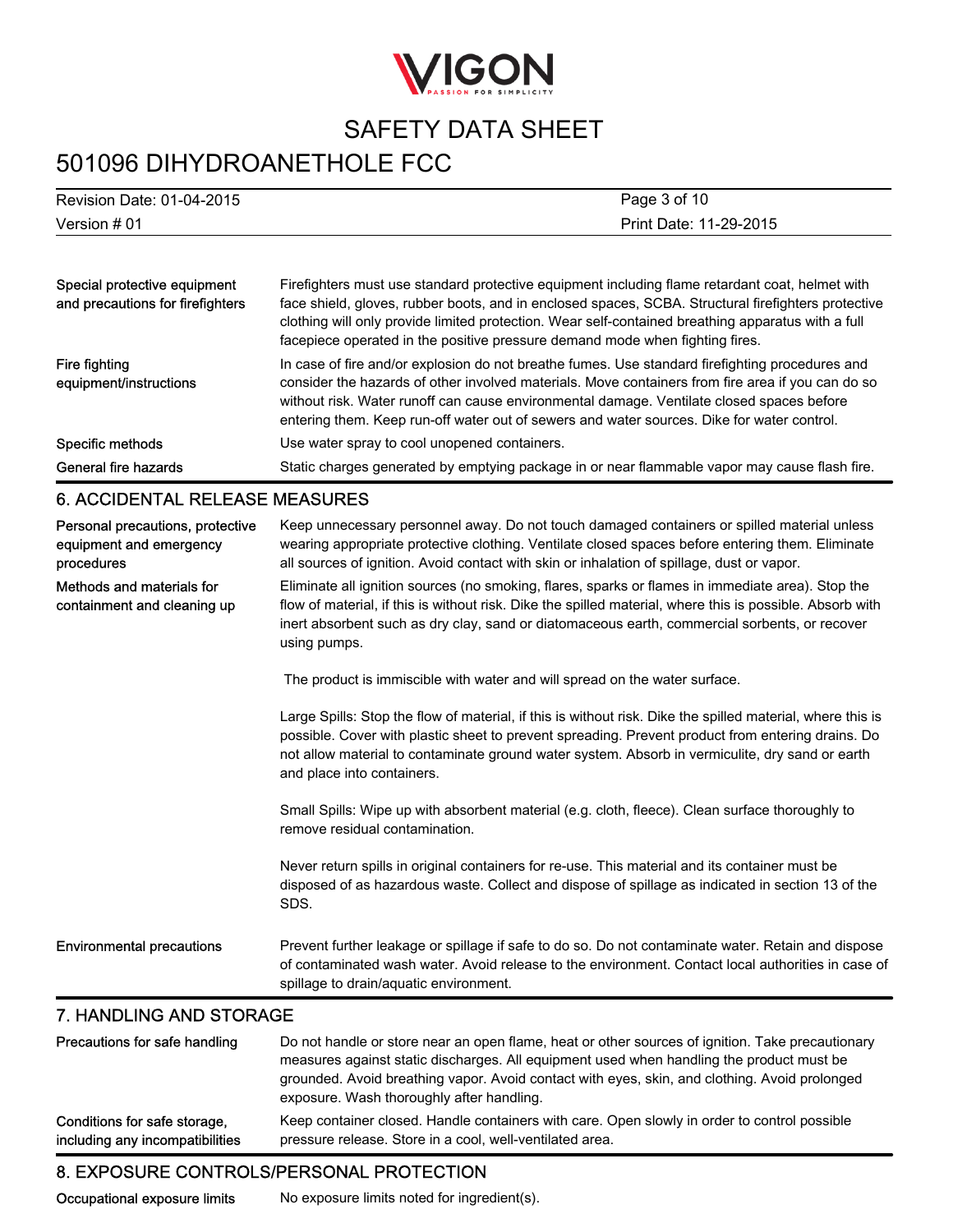| | |
|---|---|
| **Special protective equipment and precautions for firefighters** | Firefighters must use standard protective equipment including flame retardant coat, helmet with face shield, gloves, rubber boots, and in enclosed spaces, SCBA. Structural firefighters protective clothing will only provide limited protection. Wear self-contained breathing apparatus with a full facepiece operated in the positive pressure demand mode when fighting fires. |
| **Fire fighting equipment/instructions** | In case of fire and/or explosion do not breathe fumes. Use standard firefighting procedures and consider the hazards of other involved materials. Move containers from fire area if you can do so without risk. Water runoff can cause environmental damage. Ventilate closed spaces before entering them. Keep run-off water out of sewers and water sources. Dike for water control. |
| **Specific methods** | Use water spray to cool unopened containers. |
| **General fire hazards** | Static charges generated by emptying package in or near flammable vapor may cause flash fire. |

## 6. ACCIDENTAL RELEASE MEASURES

**Personal precautions, protective equipment and emergency procedures**

Keep unnecessary personnel away. Do not touch damaged containers or spilled material unless wearing appropriate protective clothing. Ventilate closed spaces before entering them. Eliminate all sources of ignition. Avoid contact with skin or inhalation of spillage, dust or vapor.

**Methods and materials for containment and cleaning up**

Eliminate all ignition sources (no smoking, flares, sparks or flames in immediate area). Stop the flow of material, if this is without risk. Dike the spilled material, where this is possible. Absorb with inert absorbent such as dry clay, sand or diatomaceous earth, commercial sorbents, or recover using pumps.

The product is immiscible with water and will spread on the water surface.

Large Spills: Stop the flow of material, if this is without risk. Dike the spilled material, where this is possible. Cover with plastic sheet to prevent spreading. Prevent product from entering drains. Do not allow material to contaminate ground water system. Absorb in vermiculite, dry sand or earth and place into containers.

Small Spills: Wipe up with absorbent material (e.g. cloth, fleece). Clean surface thoroughly to remove residual contamination.

Never return spills in original containers for re-use. This material and its container must be disposed of as hazardous waste. Collect and dispose of spillage as indicated in section 13 of the SDS.

**Environmental precautions**

Prevent further leakage or spillage if safe to do so. Do not contaminate water. Retain and dispose of contaminated wash water. Avoid release to the environment. Contact local authorities in case of spillage to drain/aquatic environment.

## 7. HANDLING AND STORAGE

| | |
|---|---|
| **Precautions for safe handling** | Do not handle or store near an open flame, heat or other sources of ignition. Take precautionary measures against static discharges. All equipment used when handling the product must be grounded. Avoid breathing vapor. Avoid contact with eyes, skin, and clothing. Avoid prolonged exposure. Wash thoroughly after handling. |
| **Conditions for safe storage, including any incompatibilities** | Keep container closed. Handle containers with care. Open slowly in order to control possible pressure release. Store in a cool, well-ventilated area. |

## 8. EXPOSURE CONTROLS/PERSONAL PROTECTION

| | |
|---|---|
| **Occupational exposure limits** | No exposure limits noted for ingredient(s). |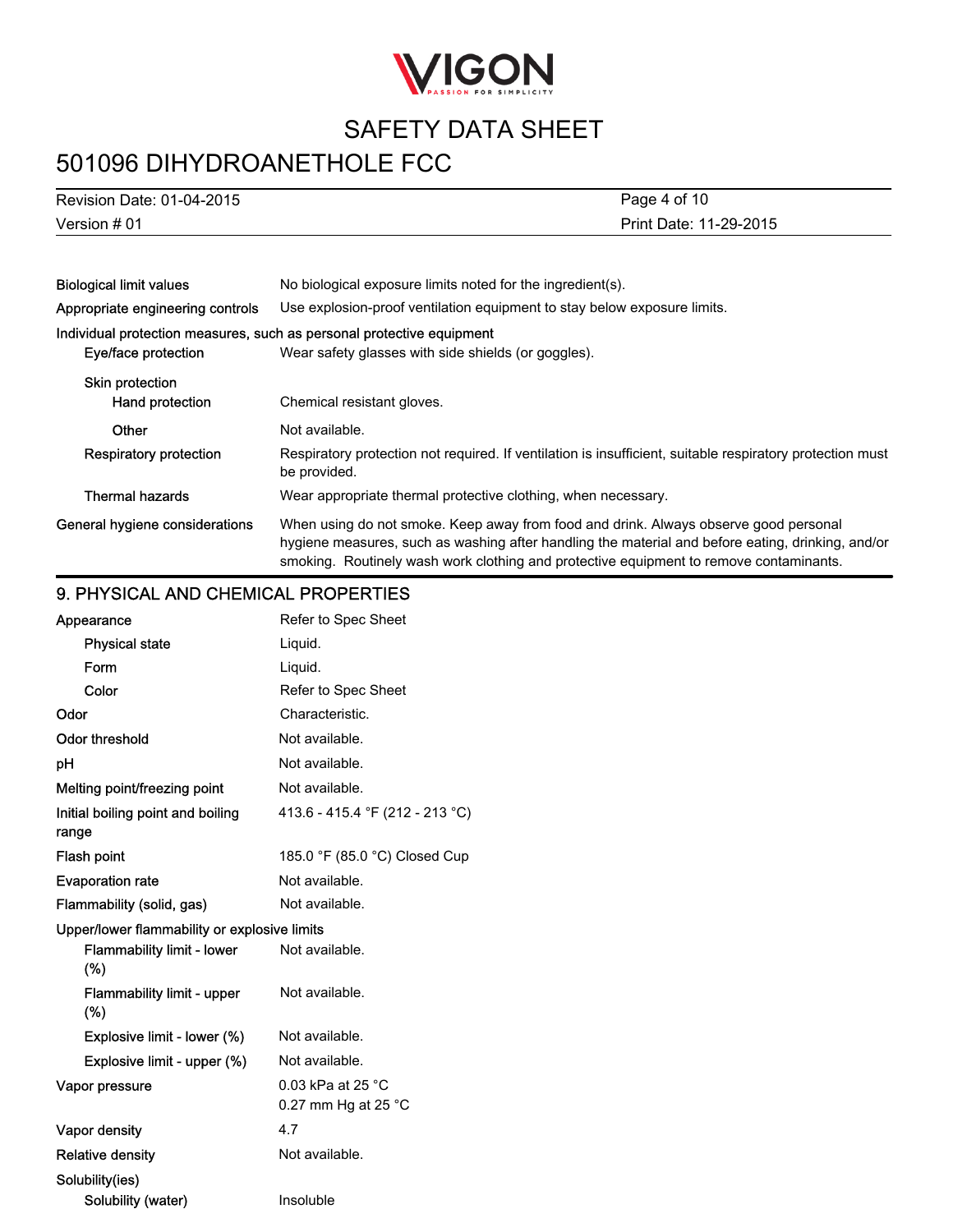| | |
|---|---|
| **Biological limit values** | No biological exposure limits noted for the ingredient(s). |
| **Appropriate engineering controls** | Use explosion-proof ventilation equipment to stay below exposure limits. |

**Individual protection measures, such as personal protective equipment**

| | |
|---|---|
| **Eye/face protection** | Wear safety glasses with side shields (or goggles). |
| **Skin protection** | |
| **Hand protection** | Chemical resistant gloves. |
| **Other** | Not available. |
| **Respiratory protection** | Respiratory protection not required. If ventilation is insufficient, suitable respiratory protection must be provided. |
| **Thermal hazards** | Wear appropriate thermal protective clothing, when necessary. |
| **General hygiene considerations** | When using do not smoke. Keep away from food and drink. Always observe good personal hygiene measures, such as washing after handling the material and before eating, drinking, and/or smoking. Routinely wash work clothing and protective equipment to remove contaminants. |

## 9. PHYSICAL AND CHEMICAL PROPERTIES

| | |
|---|---|
| **Appearance** | Refer to Spec Sheet |
| **Physical state** | Liquid. |
| **Form** | Liquid. |
| **Color** | Refer to Spec Sheet |
| **Odor** | Characteristic. |
| **Odor threshold** | Not available. |
| **pH** | Not available. |
| **Melting point/freezing point** | Not available. |
| **Initial boiling point and boiling range** | 413.6 - 415.4 °F (212 - 213 °C) |
| **Flash point** | 185.0 °F (85.0 °C) Closed Cup |
| **Evaporation rate** | Not available. |
| **Flammability (solid, gas)** | Not available. |
| **Upper/lower flammability or explosive limits** | |
| **Flammability limit - lower (%)** | Not available. |
| **Flammability limit - upper (%)** | Not available. |
| **Explosive limit - lower (%)** | Not available. |
| **Explosive limit - upper (%)** | Not available. |
| **Vapor pressure** | 0.03 kPa at 25 °C<br>0.27 mm Hg at 25 °C |
| **Vapor density** | 4.7 |
| **Relative density** | Not available. |
| **Solubility(ies)** | |
| **Solubility (water)** | Insoluble |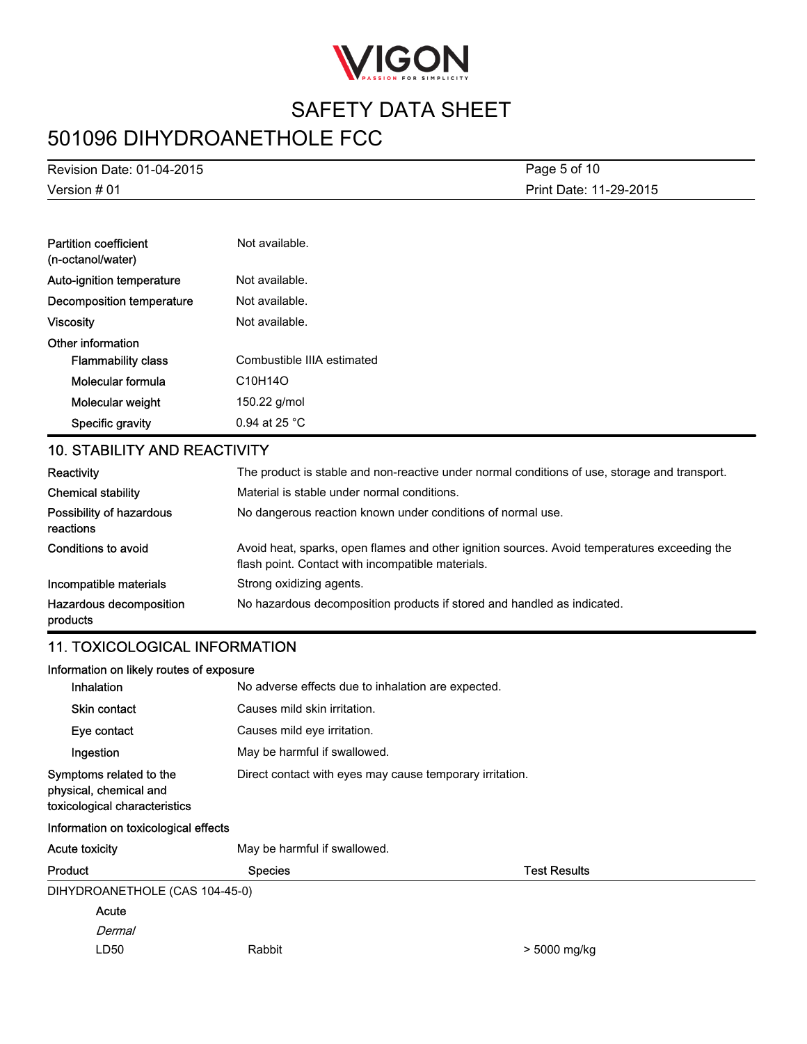| | |
|---|---|
| Partition coefficient (n-octanol/water) | Not available. |
| Auto-ignition temperature | Not available. |
| Decomposition temperature | Not available. |
| Viscosity | Not available. |
| **Other information** | |
| Flammability class | Combustible IIIA estimated |
| Molecular formula | $C_{10}H_{14}O$ |
| Molecular weight | 150.22 g/mol |
| Specific gravity | 0.94 at 25 °C |

## 10. STABILITY AND REACTIVITY

| | |
|---|---|
| Reactivity | The product is stable and non-reactive under normal conditions of use, storage and transport. |
| Chemical stability | Material is stable under normal conditions. |
| Possibility of hazardous reactions | No dangerous reaction known under conditions of normal use. |
| Conditions to avoid | Avoid heat, sparks, open flames and other ignition sources. Avoid temperatures exceeding the flash point. Contact with incompatible materials. |
| Incompatible materials | Strong oxidizing agents. |
| Hazardous decomposition products | No hazardous decomposition products if stored and handled as indicated. |

## 11. TOXICOLOGICAL INFORMATION

**Information on likely routes of exposure**

| | |
|---|---|
| Inhalation | No adverse effects due to inhalation are expected. |
| Skin contact | Causes mild skin irritation. |
| Eye contact | Causes mild eye irritation. |
| Ingestion | May be harmful if swallowed. |
| Symptoms related to the physical, chemical and toxicological characteristics | Direct contact with eyes may cause temporary irritation. |

**Information on toxicological effects**

Acute toxicity: May be harmful if swallowed.

| Product | Species | Test Results |
|---|---|---|
| DIHYDROANETHOLE (CAS 104-45-0) | | |
| Acute | | |
| *Dermal* | | |
| LD50 | Rabbit | > 5000 mg/kg |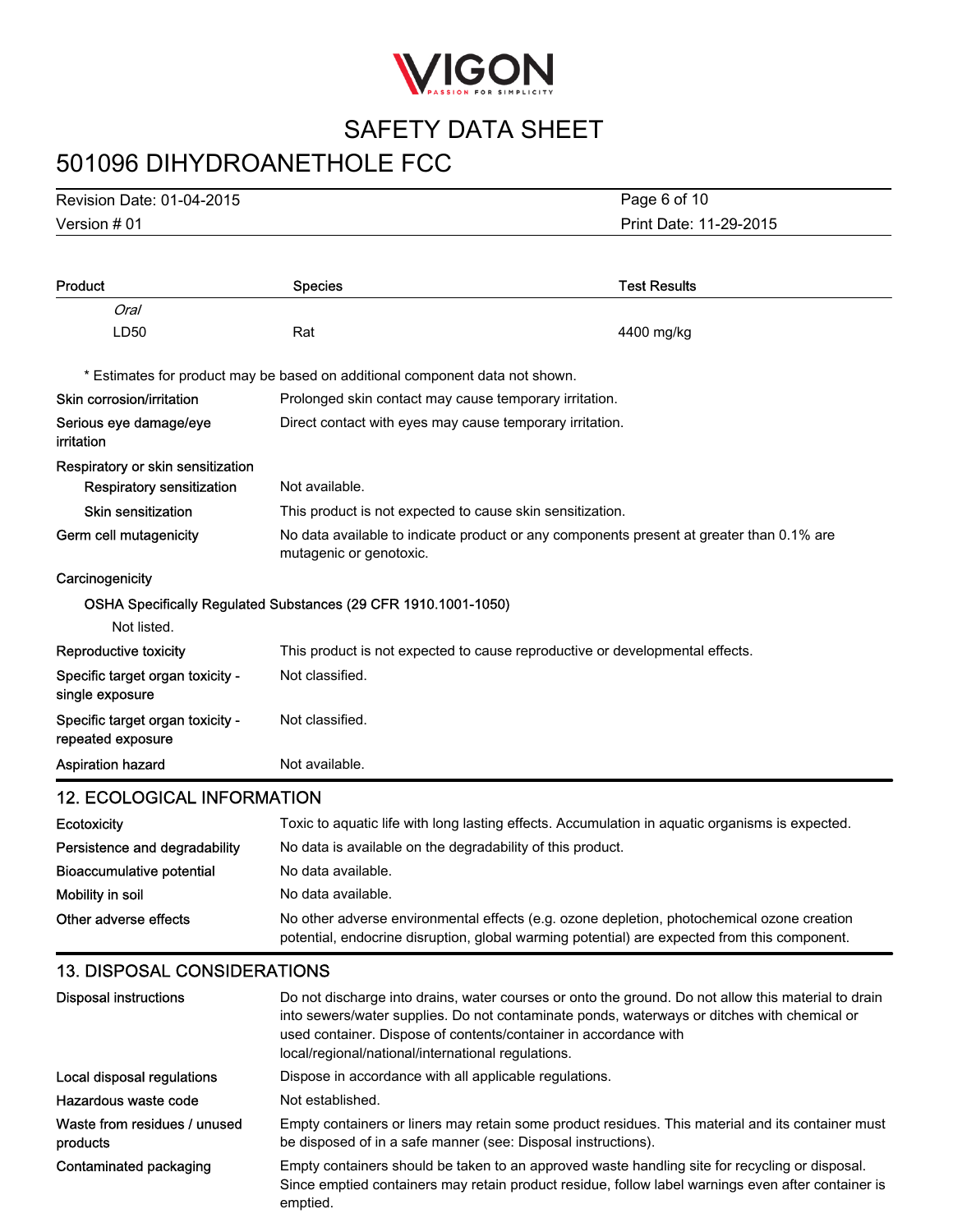| Product | Species | Test Results |
| --- | --- | --- |
| *Oral* | | |
| LD50 | Rat | 4400 mg/kg |

\* Estimates for product may be based on additional component data not shown.

**Skin corrosion/irritation** Prolonged skin contact may cause temporary irritation.

**Serious eye damage/eye irritation** Direct contact with eyes may cause temporary irritation.

**Respiratory or skin sensitization**

**Respiratory sensitization** Not available.

**Skin sensitization** This product is not expected to cause skin sensitization.

**Germ cell mutagenicity** No data available to indicate product or any components present at greater than 0.1% are mutagenic or genotoxic.

**Carcinogenicity**

**OSHA Specifically Regulated Substances (29 CFR 1910.1001-1050)**

Not listed.

**Reproductive toxicity** This product is not expected to cause reproductive or developmental effects.

**Specific target organ toxicity - single exposure** Not classified.

**Specific target organ toxicity - repeated exposure** Not classified.

**Aspiration hazard** Not available.

## 12. ECOLOGICAL INFORMATION

**Ecotoxicity** Toxic to aquatic life with long lasting effects. Accumulation in aquatic organisms is expected.

**Persistence and degradability** No data is available on the degradability of this product.

**Bioaccumulative potential** No data available.

**Mobility in soil** No data available.

**Other adverse effects** No other adverse environmental effects (e.g. ozone depletion, photochemical ozone creation potential, endocrine disruption, global warming potential) are expected from this component.

## 13. DISPOSAL CONSIDERATIONS

**Disposal instructions** Do not discharge into drains, water courses or onto the ground. Do not allow this material to drain into sewers/water supplies. Do not contaminate ponds, waterways or ditches with chemical or used container. Dispose of contents/container in accordance with local/regional/national/international regulations.

**Local disposal regulations** Dispose in accordance with all applicable regulations.

**Hazardous waste code** Not established.

**Waste from residues / unused products** Empty containers or liners may retain some product residues. This material and its container must be disposed of in a safe manner (see: Disposal instructions).

**Contaminated packaging** Empty containers should be taken to an approved waste handling site for recycling or disposal. Since emptied containers may retain product residue, follow label warnings even after container is emptied.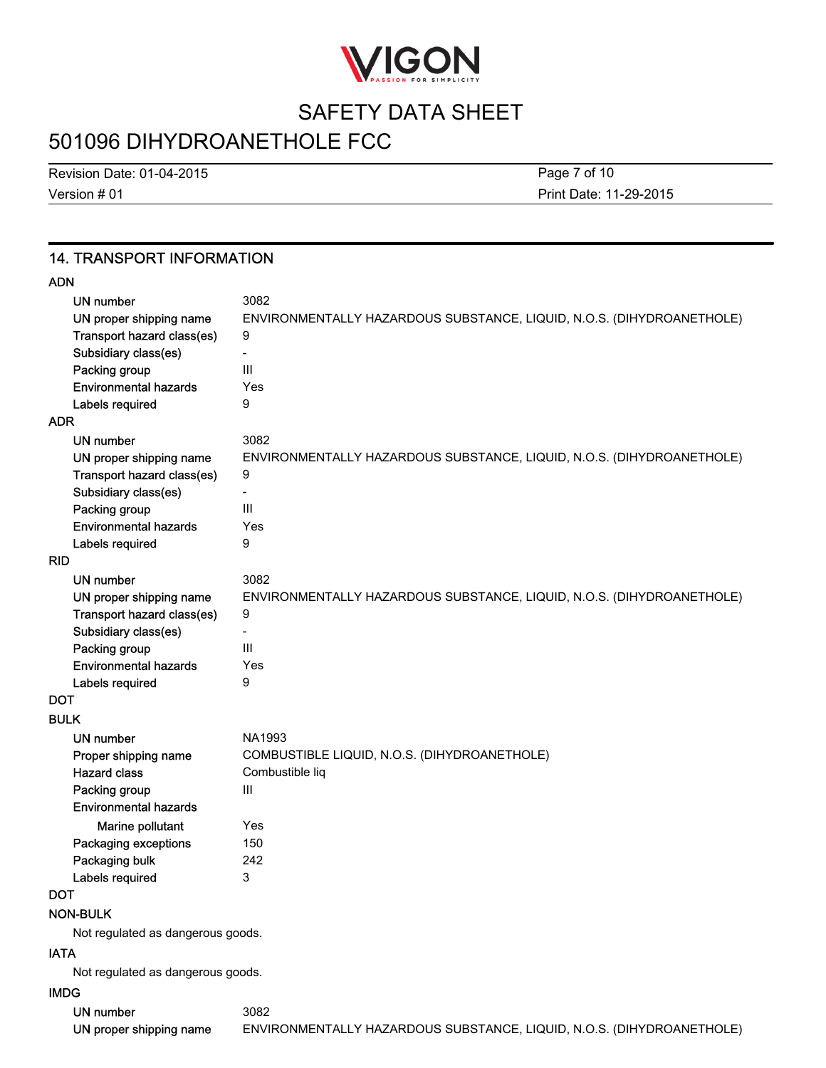## 14. TRANSPORT INFORMATION

**ADN**

| | |
|---|---|
| UN number | 3082 |
| UN proper shipping name | ENVIRONMENTALLY HAZARDOUS SUBSTANCE, LIQUID, N.O.S. (DIHYDROANETHOLE) |
| Transport hazard class(es) | 9 |
| Subsidiary class(es) | - |
| Packing group | III |
| Environmental hazards | Yes |
| Labels required | 9 |

**ADR**

| | |
|---|---|
| UN number | 3082 |
| UN proper shipping name | ENVIRONMENTALLY HAZARDOUS SUBSTANCE, LIQUID, N.O.S. (DIHYDROANETHOLE) |
| Transport hazard class(es) | 9 |
| Subsidiary class(es) | - |
| Packing group | III |
| Environmental hazards | Yes |
| Labels required | 9 |

**RID**

| | |
|---|---|
| UN number | 3082 |
| UN proper shipping name | ENVIRONMENTALLY HAZARDOUS SUBSTANCE, LIQUID, N.O.S. (DIHYDROANETHOLE) |
| Transport hazard class(es) | 9 |
| Subsidiary class(es) | - |
| Packing group | III |
| Environmental hazards | Yes |
| Labels required | 9 |

**DOT**

**BULK**

| | |
|---|---|
| UN number | NA1993 |
| Proper shipping name | COMBUSTIBLE LIQUID, N.O.S. (DIHYDROANETHOLE) |
| Hazard class | Combustible liq |
| Packing group | III |
| Environmental hazards | |
| Marine pollutant | Yes |
| Packaging exceptions | 150 |
| Packaging bulk | 242 |
| Labels required | 3 |

**DOT**

**NON-BULK**

Not regulated as dangerous goods.

**IATA**

Not regulated as dangerous goods.

**IMDG**

| | |
|---|---|
| UN number | 3082 |
| UN proper shipping name | ENVIRONMENTALLY HAZARDOUS SUBSTANCE, LIQUID, N.O.S. (DIHYDROANETHOLE) |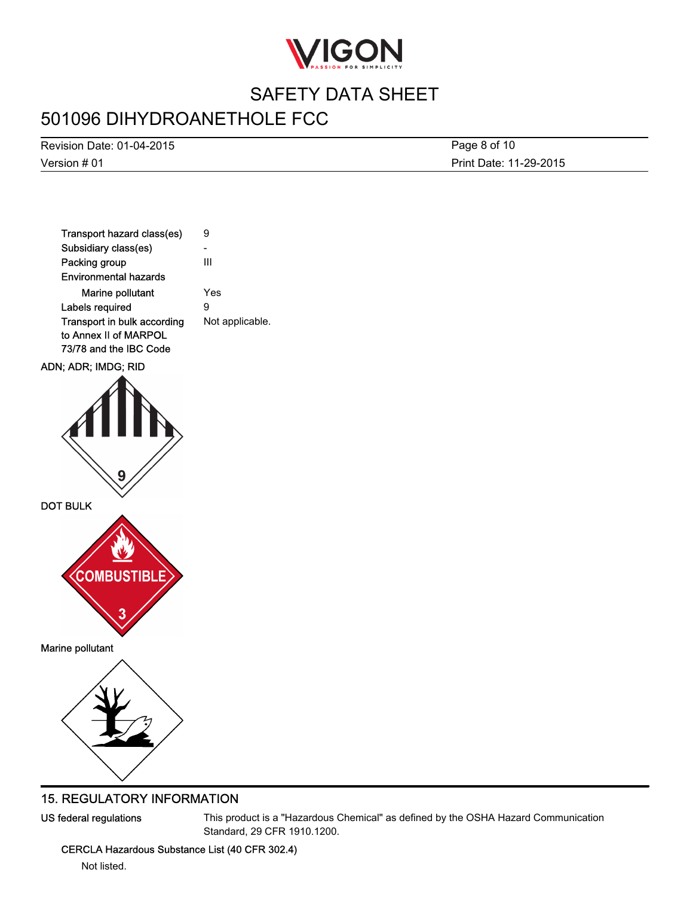| | |
|---|---|
| Transport hazard class(es) | 9 |
| Subsidiary class(es) | - |
| Packing group | III |
| Environmental hazards | |
| Marine pollutant | Yes |
| Labels required | 9 |
| Transport in bulk according to Annex II of MARPOL 73/78 and the IBC Code | Not applicable. |

ADN; ADR; IMDG; RID

DOT BULK

Marine pollutant

## 15. REGULATORY INFORMATION

**US federal regulations** This product is a "Hazardous Chemical" as defined by the OSHA Hazard Communication Standard, 29 CFR 1910.1200.

CERCLA Hazardous Substance List (40 CFR 302.4)

Not listed.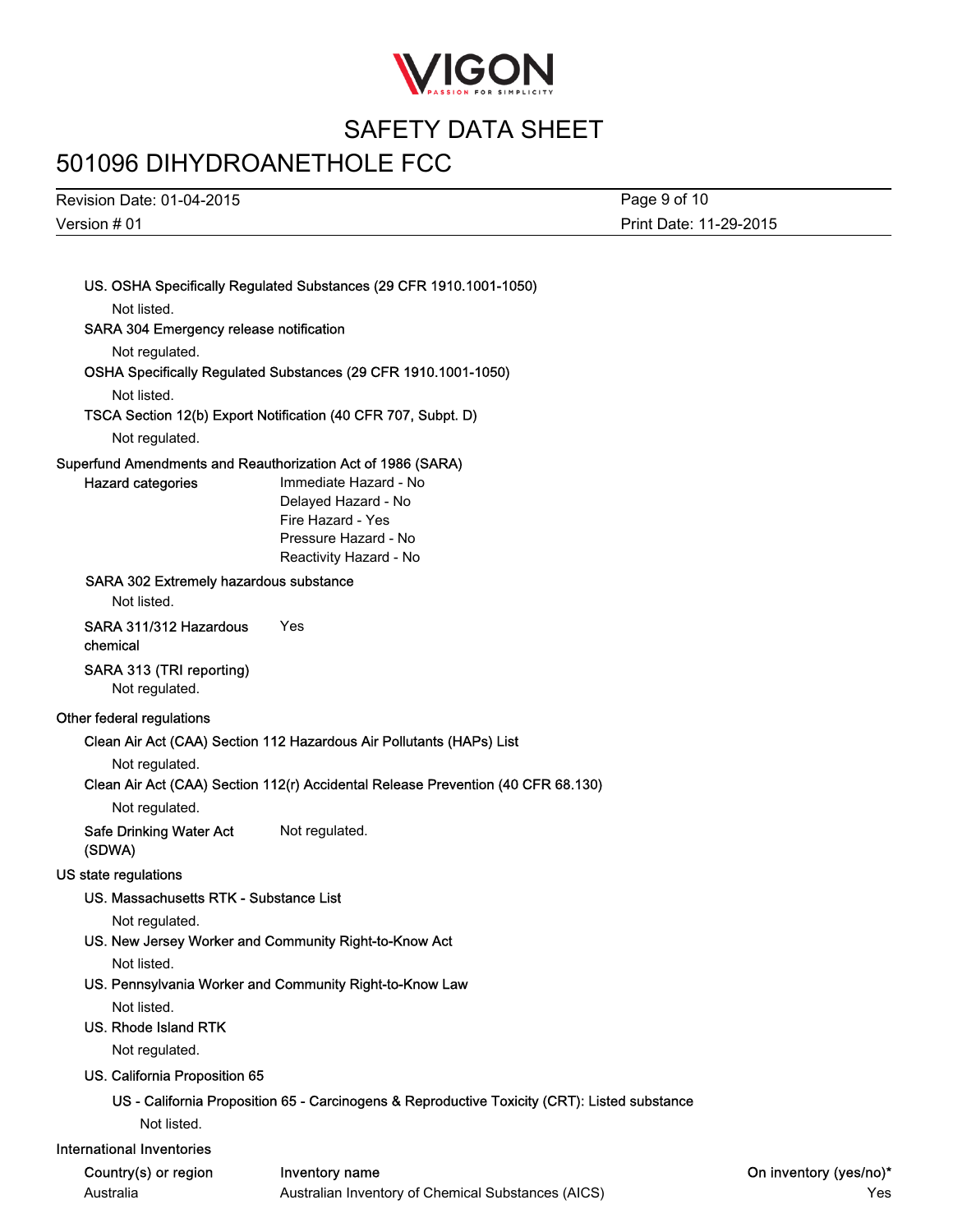### US. OSHA Specifically Regulated Substances (29 CFR 1910.1001-1050)

Not listed.

### SARA 304 Emergency release notification

Not regulated.

### OSHA Specifically Regulated Substances (29 CFR 1910.1001-1050)

Not listed.

### TSCA Section 12(b) Export Notification (40 CFR 707, Subpt. D)

Not regulated.

## Superfund Amendments and Reauthorization Act of 1986 (SARA)

**Hazard categories**

- Immediate Hazard - No
- Delayed Hazard - No
- Fire Hazard - Yes
- Pressure Hazard - No
- Reactivity Hazard - No

### SARA 302 Extremely hazardous substance

Not listed.

**SARA 311/312 Hazardous chemical** Yes

### SARA 313 (TRI reporting)

Not regulated.

## Other federal regulations

### Clean Air Act (CAA) Section 112 Hazardous Air Pollutants (HAPs) List

Not regulated.

### Clean Air Act (CAA) Section 112(r) Accidental Release Prevention (40 CFR 68.130)

Not regulated.

**Safe Drinking Water Act (SDWA)** Not regulated.

## US state regulations

### US. Massachusetts RTK - Substance List

Not regulated.

### US. New Jersey Worker and Community Right-to-Know Act

Not listed.

### US. Pennsylvania Worker and Community Right-to-Know Law

Not listed.

### US. Rhode Island RTK

Not regulated.

### US. California Proposition 65

#### US - California Proposition 65 - Carcinogens & Reproductive Toxicity (CRT): Listed substance

Not listed.

## International Inventories

| Country(s) or region | Inventory name | On inventory (yes/no)* |
| --- | --- | --- |
| Australia | Australian Inventory of Chemical Substances (AICS) | Yes |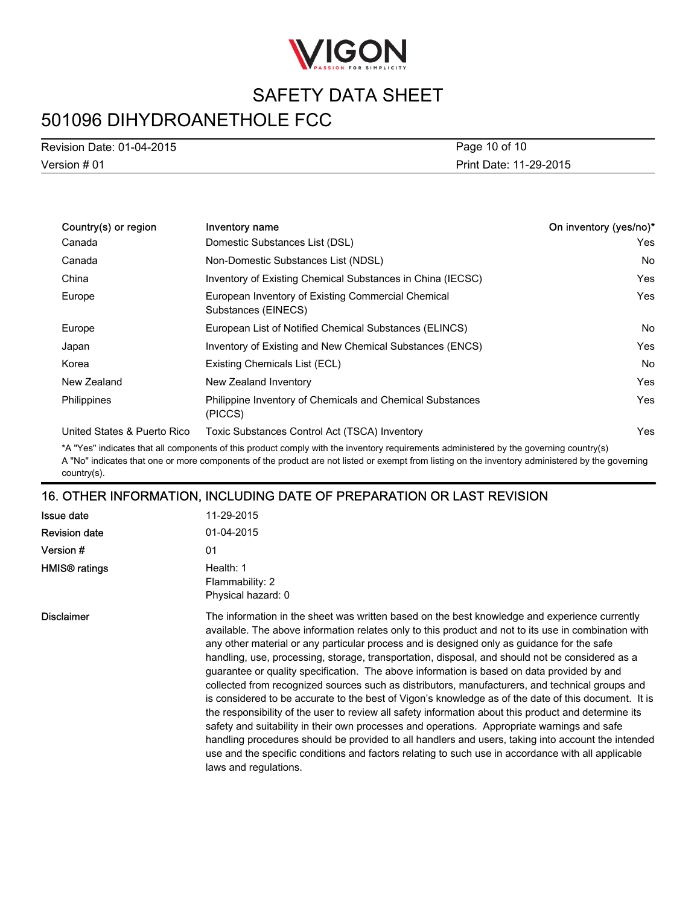| Country(s) or region | Inventory name | On inventory (yes/no)* |
|---|---|---|
| Canada | Domestic Substances List (DSL) | Yes |
| Canada | Non-Domestic Substances List (NDSL) | No |
| China | Inventory of Existing Chemical Substances in China (IECSC) | Yes |
| Europe | European Inventory of Existing Commercial Chemical Substances (EINECS) | Yes |
| Europe | European List of Notified Chemical Substances (ELINCS) | No |
| Japan | Inventory of Existing and New Chemical Substances (ENCS) | Yes |
| Korea | Existing Chemicals List (ECL) | No |
| New Zealand | New Zealand Inventory | Yes |
| Philippines | Philippine Inventory of Chemicals and Chemical Substances (PICCS) | Yes |
| United States & Puerto Rico | Toxic Substances Control Act (TSCA) Inventory | Yes |

*A "Yes" indicates that all components of this product comply with the inventory requirements administered by the governing country(s)
A "No" indicates that one or more components of the product are not listed or exempt from listing on the inventory administered by the governing country(s).

## 16. OTHER INFORMATION, INCLUDING DATE OF PREPARATION OR LAST REVISION

**Issue date** 11-29-2015

**Revision date** 01-04-2015

**Version #** 01

**HMIS® ratings**
Health: 1
Flammability: 2
Physical hazard: 0

**Disclaimer**
The information in the sheet was written based on the best knowledge and experience currently available. The above information relates only to this product and not to its use in combination with any other material or any particular process and is designed only as guidance for the safe handling, use, processing, storage, transportation, disposal, and should not be considered as a guarantee or quality specification. The above information is based on data provided by and collected from recognized sources such as distributors, manufacturers, and technical groups and is considered to be accurate to the best of Vigon's knowledge as of the date of this document. It is the responsibility of the user to review all safety information about this product and determine its safety and suitability in their own processes and operations. Appropriate warnings and safe handling procedures should be provided to all handlers and users, taking into account the intended use and the specific conditions and factors relating to such use in accordance with all applicable laws and regulations.